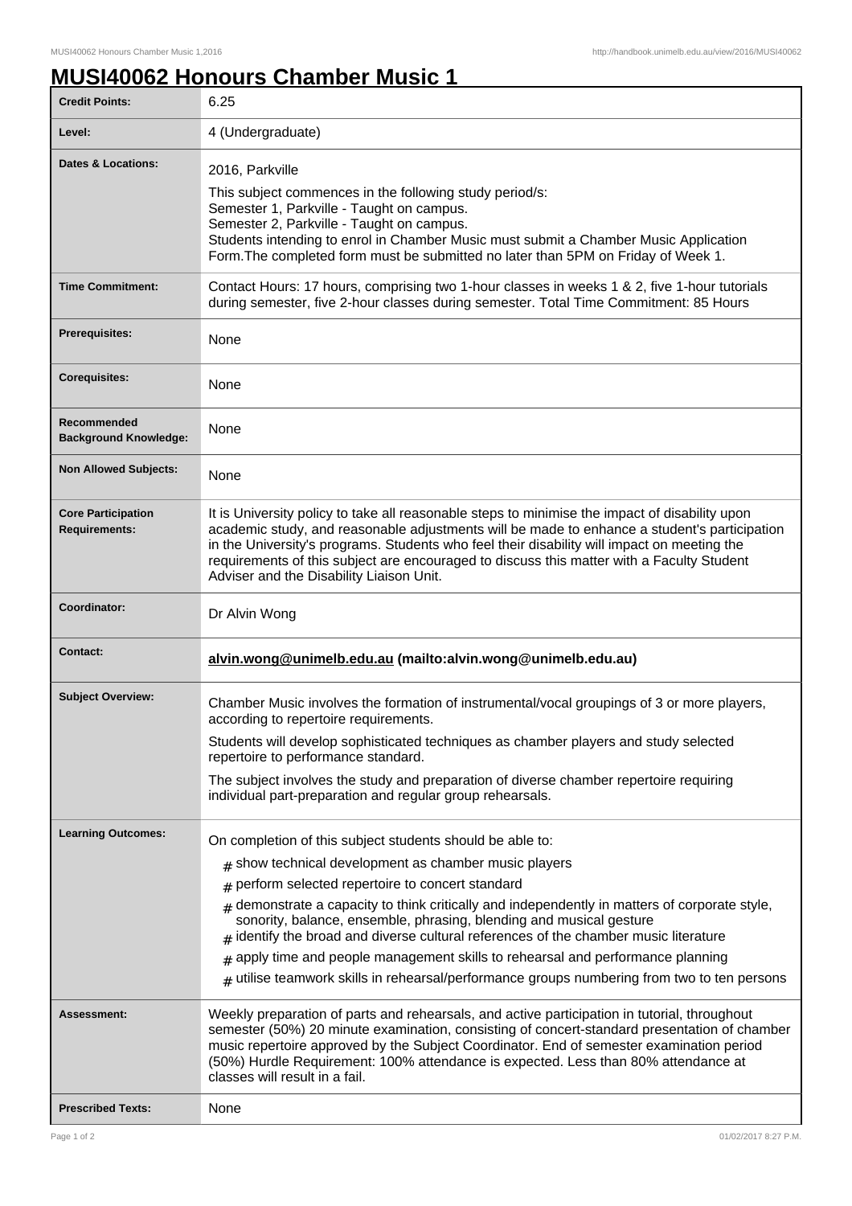# MUSI40062 Honours Chamber Music 1

| | |
|---|---|
| **Credit Points:** | 6.25 |
| **Level:** | 4 (Undergraduate) |
| **Dates & Locations:** | 2016, Parkville<br><br>This subject commences in the following study period/s:<br>Semester 1, Parkville - Taught on campus.<br>Semester 2, Parkville - Taught on campus.<br>Students intending to enrol in Chamber Music must submit a Chamber Music Application Form.The completed form must be submitted no later than 5PM on Friday of Week 1. |
| **Time Commitment:** | Contact Hours: 17 hours, comprising two 1-hour classes in weeks 1 & 2, five 1-hour tutorials during semester, five 2-hour classes during semester. Total Time Commitment: 85 Hours |
| **Prerequisites:** | None |
| **Corequisites:** | None |
| **Recommended Background Knowledge:** | None |
| **Non Allowed Subjects:** | None |
| **Core Participation Requirements:** | It is University policy to take all reasonable steps to minimise the impact of disability upon academic study, and reasonable adjustments will be made to enhance a student's participation in the University's programs. Students who feel their disability will impact on meeting the requirements of this subject are encouraged to discuss this matter with a Faculty Student Adviser and the Disability Liaison Unit. |
| **Coordinator:** | Dr Alvin Wong |
| **Contact:** | **alvin.wong@unimelb.edu.au (mailto:alvin.wong@unimelb.edu.au)** |
| **Subject Overview:** | Chamber Music involves the formation of instrumental/vocal groupings of 3 or more players, according to repertoire requirements.<br><br>Students will develop sophisticated techniques as chamber players and study selected repertoire to performance standard.<br><br>The subject involves the study and preparation of diverse chamber repertoire requiring individual part-preparation and regular group rehearsals. |
| **Learning Outcomes:** | On completion of this subject students should be able to:<br><br># show technical development as chamber music players<br># perform selected repertoire to concert standard<br># demonstrate a capacity to think critically and independently in matters of corporate style, sonority, balance, ensemble, phrasing, blending and musical gesture<br># identify the broad and diverse cultural references of the chamber music literature<br># apply time and people management skills to rehearsal and performance planning<br># utilise teamwork skills in rehearsal/performance groups numbering from two to ten persons |
| **Assessment:** | Weekly preparation of parts and rehearsals, and active participation in tutorial, throughout semester (50%) 20 minute examination, consisting of concert-standard presentation of chamber music repertoire approved by the Subject Coordinator. End of semester examination period (50%) Hurdle Requirement: 100% attendance is expected. Less than 80% attendance at classes will result in a fail. |
| **Prescribed Texts:** | None |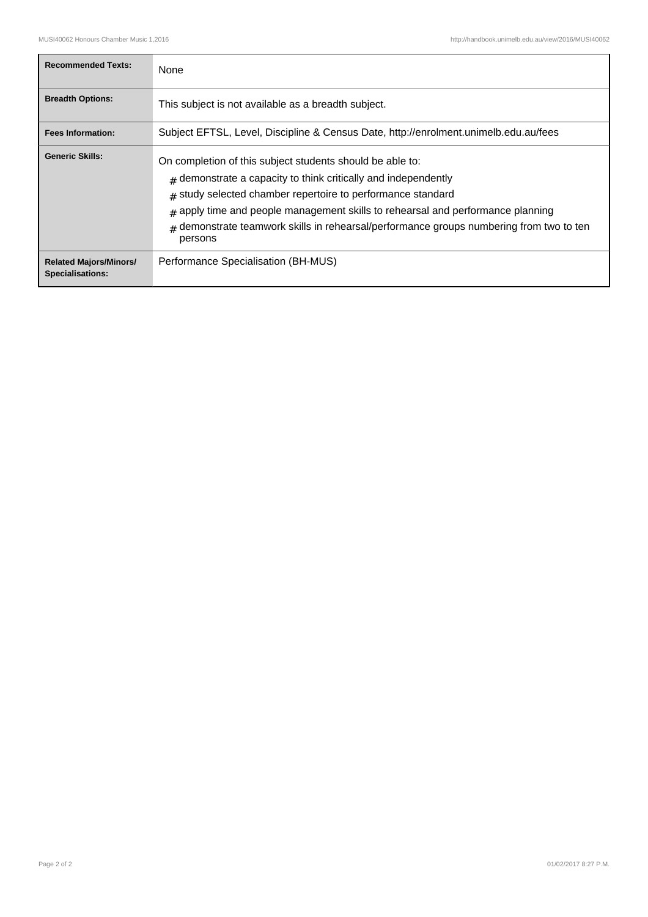| | |
|---|---|
| **Recommended Texts:** | None |
| **Breadth Options:** | This subject is not available as a breadth subject. |
| **Fees Information:** | Subject EFTSL, Level, Discipline & Census Date, http://enrolment.unimelb.edu.au/fees |
| **Generic Skills:** | On completion of this subject students should be able to:<br># demonstrate a capacity to think critically and independently<br># study selected chamber repertoire to performance standard<br># apply time and people management skills to rehearsal and performance planning<br># demonstrate teamwork skills in rehearsal/performance groups numbering from two to ten persons |
| **Related Majors/Minors/ Specialisations:** | Performance Specialisation (BH-MUS) |